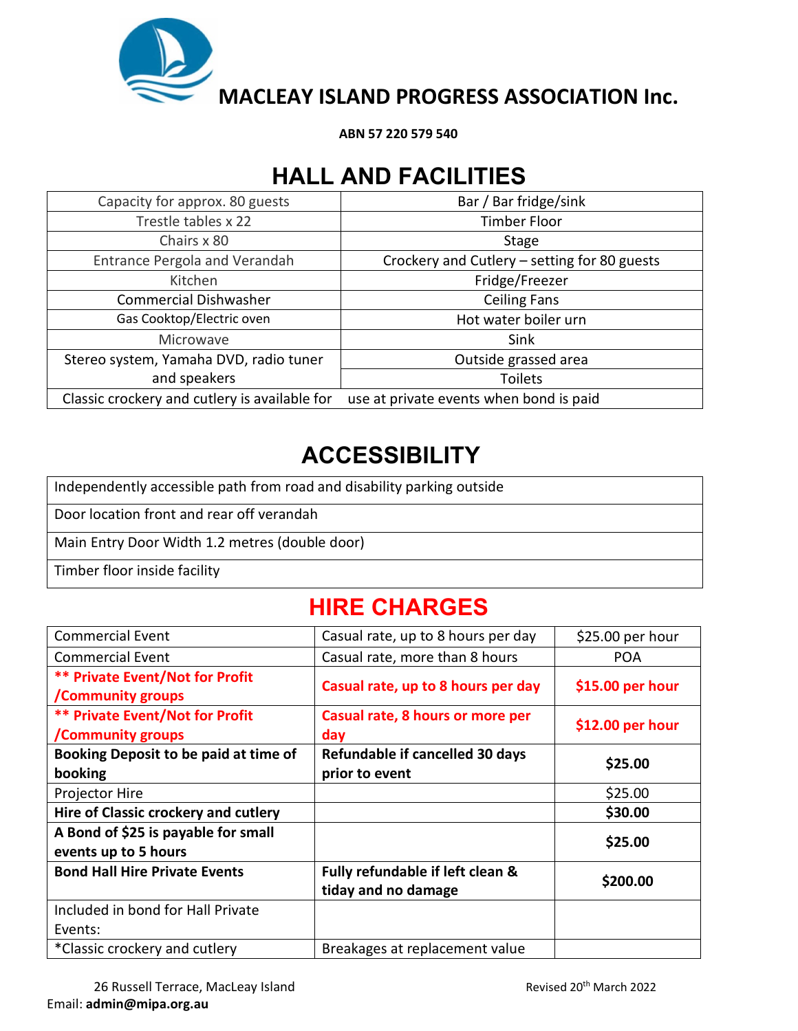# MACLEAY ISLAND PROGRESS ASSOCIATION Inc.

**ABN 57 220 579 540**

## HALL AND FACILITIES

| | |
|---|---|
| Capacity for approx. 80 guests | Bar / Bar fridge/sink |
| Trestle tables x 22 | Timber Floor |
| Chairs x 80 | Stage |
| Entrance Pergola and Verandah | Crockery and Cutlery – setting for 80 guests |
| Kitchen | Fridge/Freezer |
| Commercial Dishwasher | Ceiling Fans |
| Gas Cooktop/Electric oven | Hot water boiler urn |
| Microwave | Sink |
| Stereo system, Yamaha DVD, radio tuner and speakers | Outside grassed area |
| | Toilets |
| Classic crockery and cutlery is available for | use at private events when bond is paid |

## ACCESSIBILITY

| |
|---|
| Independently accessible path from road and disability parking outside |
| Door location front and rear off verandah |
| Main Entry Door Width 1.2 metres (double door) |
| Timber floor inside facility |

## HIRE CHARGES

| | | |
|---|---|---|
| Commercial Event | Casual rate, up to 8 hours per day | $25.00 per hour |
| Commercial Event | Casual rate, more than 8 hours | POA |
| **\*\* Private Event/Not for Profit /Community groups** | **Casual rate, up to 8 hours per day** | **$15.00 per hour** |
| **\*\* Private Event/Not for Profit /Community groups** | **Casual rate, 8 hours or more per day** | **$12.00 per hour** |
| **Booking Deposit to be paid at time of booking** | **Refundable if cancelled 30 days prior to event** | **$25.00** |
| Projector Hire | | $25.00 |
| **Hire of Classic crockery and cutlery** | | **$30.00** |
| **A Bond of $25 is payable for small events up to 5 hours** | | **$25.00** |
| **Bond Hall Hire Private Events** | **Fully refundable if left clean & tiday and no damage** | **$200.00** |
| Included in bond for Hall Private Events: | | |
| *Classic crockery and cutlery | Breakages at replacement value | |

26 Russell Terrace, MacLeay Island

Email: **admin@mipa.org.au**

Revised 20th March 2022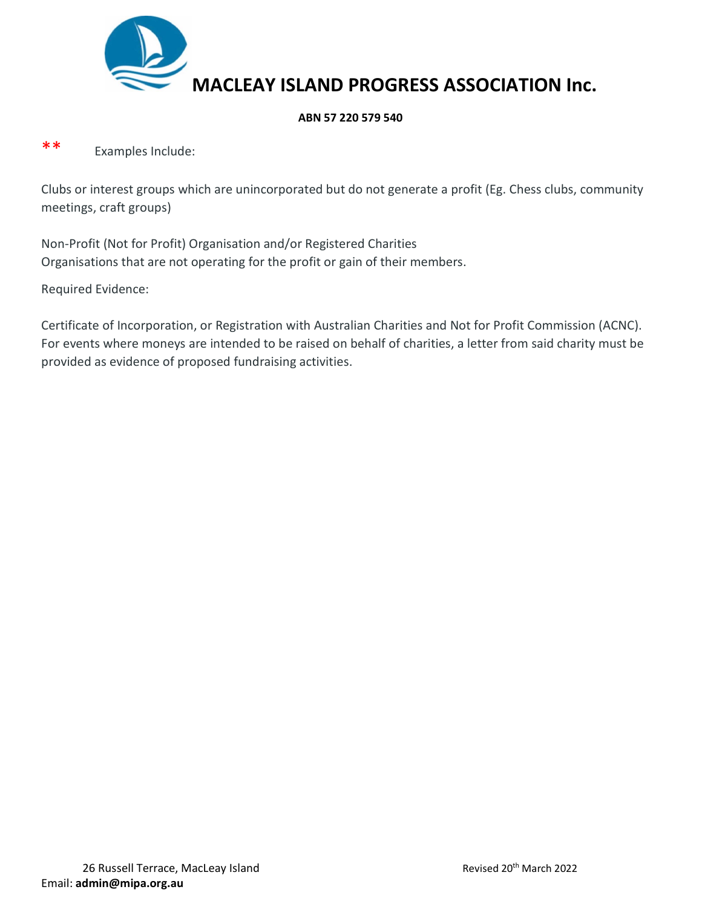# MACLEAY ISLAND PROGRESS ASSOCIATION Inc.

**ABN 57 220 579 540**

** Examples Include:

Clubs or interest groups which are unincorporated but do not generate a profit (Eg. Chess clubs, community meetings, craft groups)

Non-Profit (Not for Profit) Organisation and/or Registered Charities
Organisations that are not operating for the profit or gain of their members.

Required Evidence:

Certificate of Incorporation, or Registration with Australian Charities and Not for Profit Commission (ACNC).
For events where moneys are intended to be raised on behalf of charities, a letter from said charity must be provided as evidence of proposed fundraising activities.

26 Russell Terrace, MacLeay Island
Email: **admin@mipa.org.au**

Revised 20th March 2022